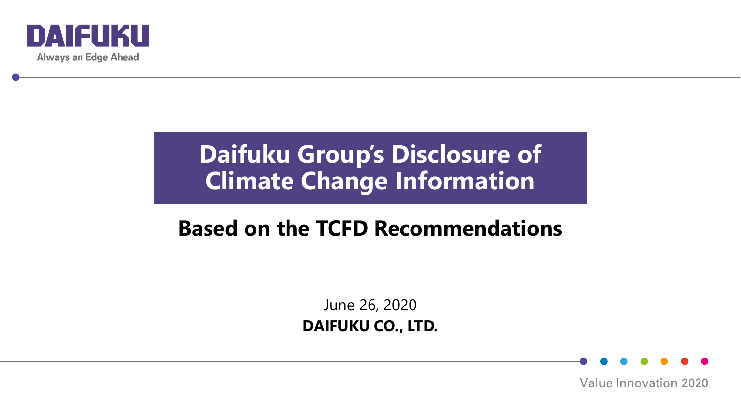DAIFUKU

Always an Edge Ahead

# Daifuku Group's Disclosure of Climate Change Information

## Based on the TCFD Recommendations

June 26, 2020

**DAIFUKU CO., LTD.**

Value Innovation 2020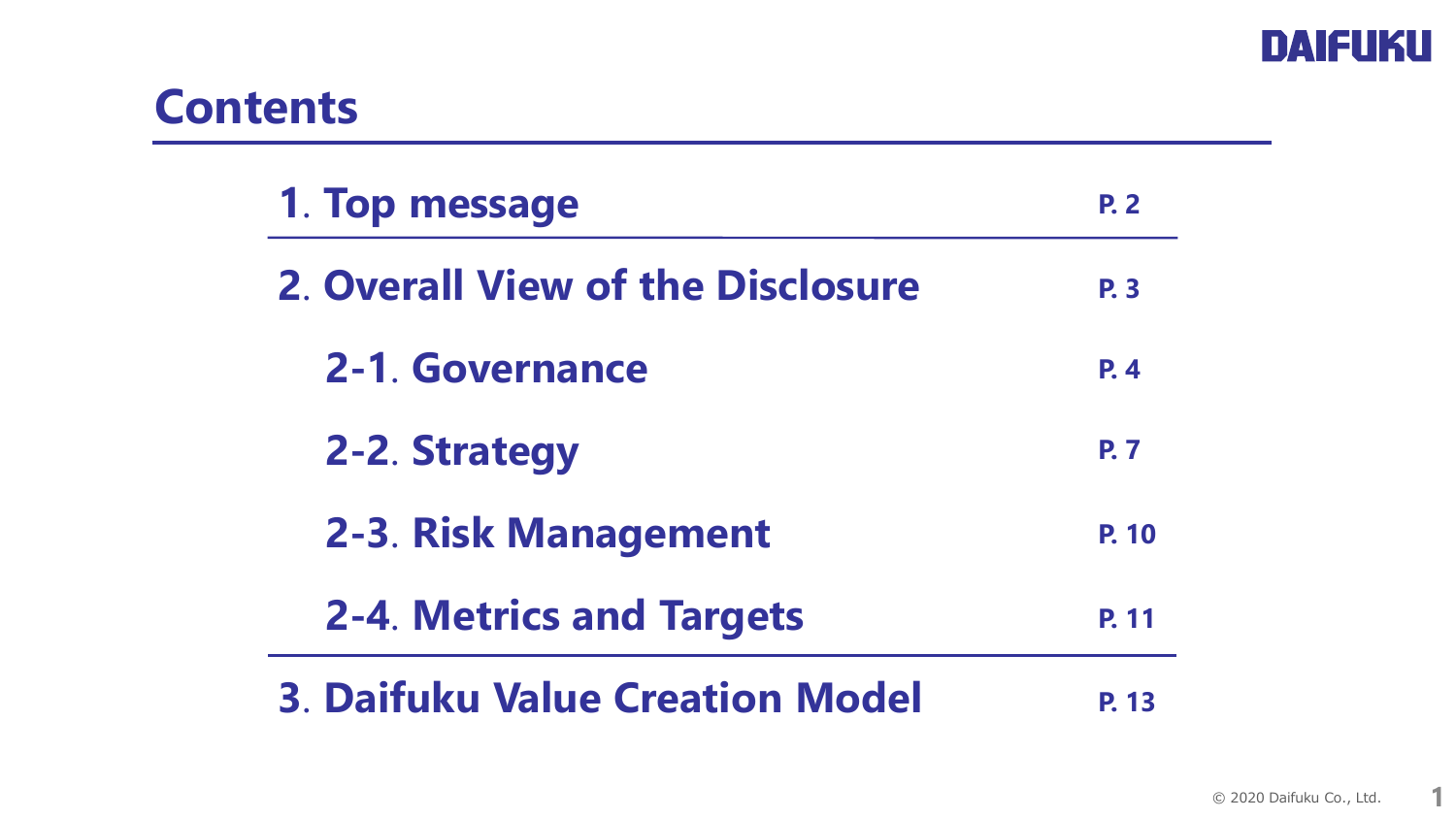# Contents

| | |
|---|---|
| **1. Top message** | **P. 2** |
| **2. Overall View of the Disclosure** | **P. 3** |
| **2-1. Governance** | **P. 4** |
| **2-2. Strategy** | **P. 7** |
| **2-3. Risk Management** | **P. 10** |
| **2-4. Metrics and Targets** | **P. 11** |
| **3. Daifuku Value Creation Model** | **P. 13** |

© 2020 Daifuku Co., Ltd.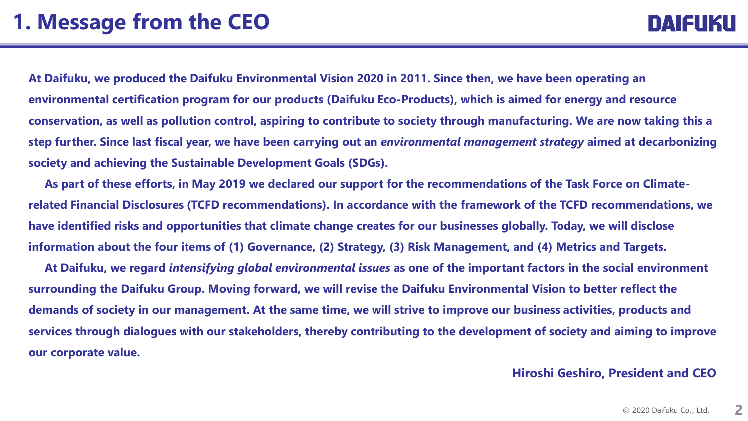# 1. Message from the CEO

**At Daifuku, we produced the Daifuku Environmental Vision 2020 in 2011. Since then, we have been operating an environmental certification program for our products (Daifuku Eco-Products), which is aimed for energy and resource conservation, as well as pollution control, aspiring to contribute to society through manufacturing. We are now taking this a step further. Since last fiscal year, we have been carrying out an *environmental management strategy* aimed at decarbonizing society and achieving the Sustainable Development Goals (SDGs).**

**As part of these efforts, in May 2019 we declared our support for the recommendations of the Task Force on Climate-related Financial Disclosures (TCFD recommendations). In accordance with the framework of the TCFD recommendations, we have identified risks and opportunities that climate change creates for our businesses globally. Today, we will disclose information about the four items of (1) Governance, (2) Strategy, (3) Risk Management, and (4) Metrics and Targets.**

**At Daifuku, we regard *intensifying global environmental issues* as one of the important factors in the social environment surrounding the Daifuku Group. Moving forward, we will revise the Daifuku Environmental Vision to better reflect the demands of society in our management. At the same time, we will strive to improve our business activities, products and services through dialogues with our stakeholders, thereby contributing to the development of society and aiming to improve our corporate value.**

**Hiroshi Geshiro, President and CEO**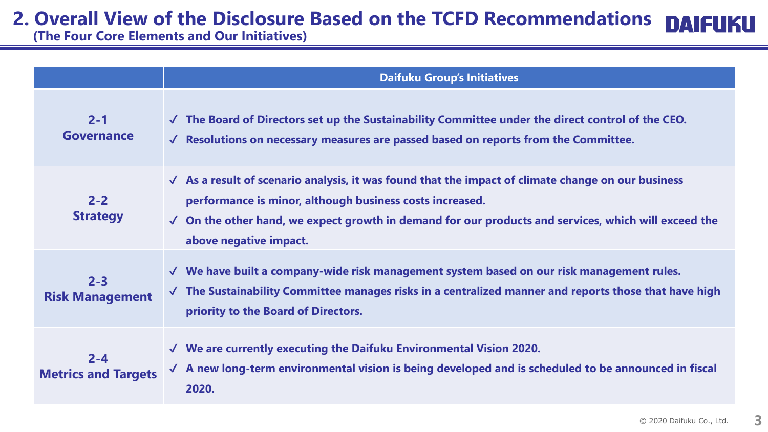## 2. Overall View of the Disclosure Based on the TCFD Recommendations

### (The Four Core Elements and Our Initiatives)

| | Daifuku Group's Initiatives |
|---|---|
| 2-1 Governance | ✓ The Board of Directors set up the Sustainability Committee under the direct control of the CEO.<br>✓ Resolutions on necessary measures are passed based on reports from the Committee. |
| 2-2 Strategy | ✓ As a result of scenario analysis, it was found that the impact of climate change on our business performance is minor, although business costs increased.<br>✓ On the other hand, we expect growth in demand for our products and services, which will exceed the above negative impact. |
| 2-3 Risk Management | ✓ We have built a company-wide risk management system based on our risk management rules.<br>✓ The Sustainability Committee manages risks in a centralized manner and reports those that have high priority to the Board of Directors. |
| 2-4 Metrics and Targets | ✓ We are currently executing the Daifuku Environmental Vision 2020.<br>✓ A new long-term environmental vision is being developed and is scheduled to be announced in fiscal 2020. |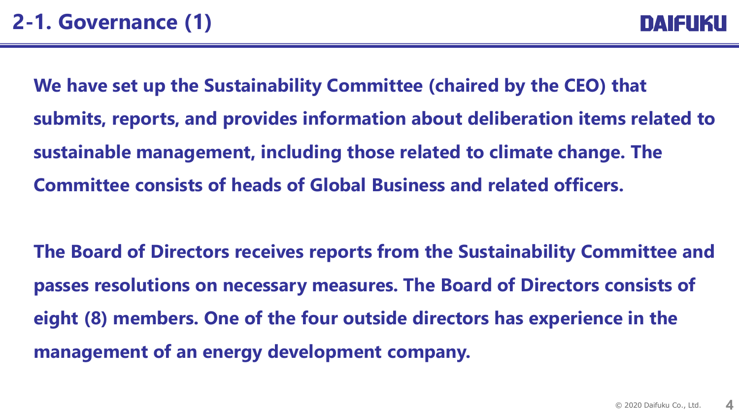# 2-1. Governance (1)

**We have set up the Sustainability Committee (chaired by the CEO) that submits, reports, and provides information about deliberation items related to sustainable management, including those related to climate change. The Committee consists of heads of Global Business and related officers.**

**The Board of Directors receives reports from the Sustainability Committee and passes resolutions on necessary measures. The Board of Directors consists of eight (8) members. One of the four outside directors has experience in the management of an energy development company.**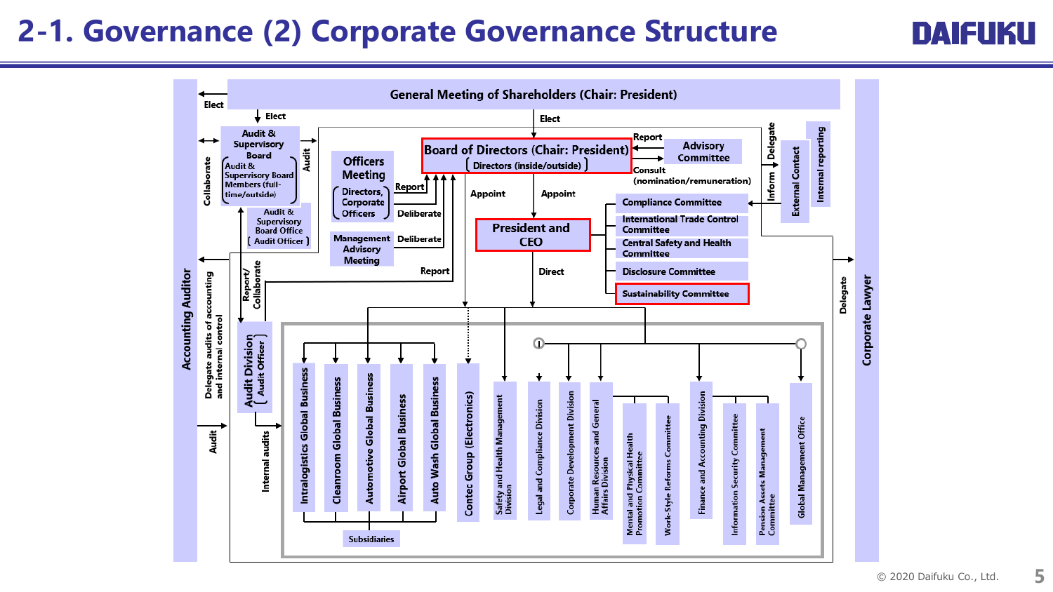# 2-1. Governance (2) Corporate Governance Structure

General Meeting of Shareholders (Chair: President)

- Elect
- Elect
- Elect

Accounting Auditor

Audit & Supervisory Board
( Audit & Supervisory Board Members (full-time/outside) )

Audit & Supervisory Board Office
( Audit Officer )

Collaborate

Audit

Officers Meeting
( Directors, Corporate Officers )

Management Advisory Meeting

Report

Deliberate

Deliberate

Report

Board of Directors (Chair: President)
( Directors (inside/outside) )

Report

Advisory Committee

Consult (nomination/remuneration)

Appoint

Appoint

President and CEO

Direct

Compliance Committee

International Trade Control Committee

Central Safety and Health Committee

Disclosure Committee

Sustainability Committee

Delegate

Inform

External Contact

Internal reporting

Delegate

Corporate Lawyer

Delegate audits of accounting and internal control

Report/Collaborate

Audit

Audit Division
( Audit Officer )

Internal audits

- Intralogistics Global Business
- Cleanroom Global Business
- Automotive Global Business
- Airport Global Business
- Auto Wash Global Business
- Contec Group (Electronics)
- Safety and Health Management Division
- Legal and Compliance Division
- Corporate Development Division
- Human Resources and General Affairs Division
- Mental and Physical Health Promotion Committee
- Work-Style Reforms Committee
- Finance and Accounting Division
- Information Security Committee
- Pension Assets Management Committee
- Global Management Office

Subsidiaries

© 2020 Daifuku Co., Ltd.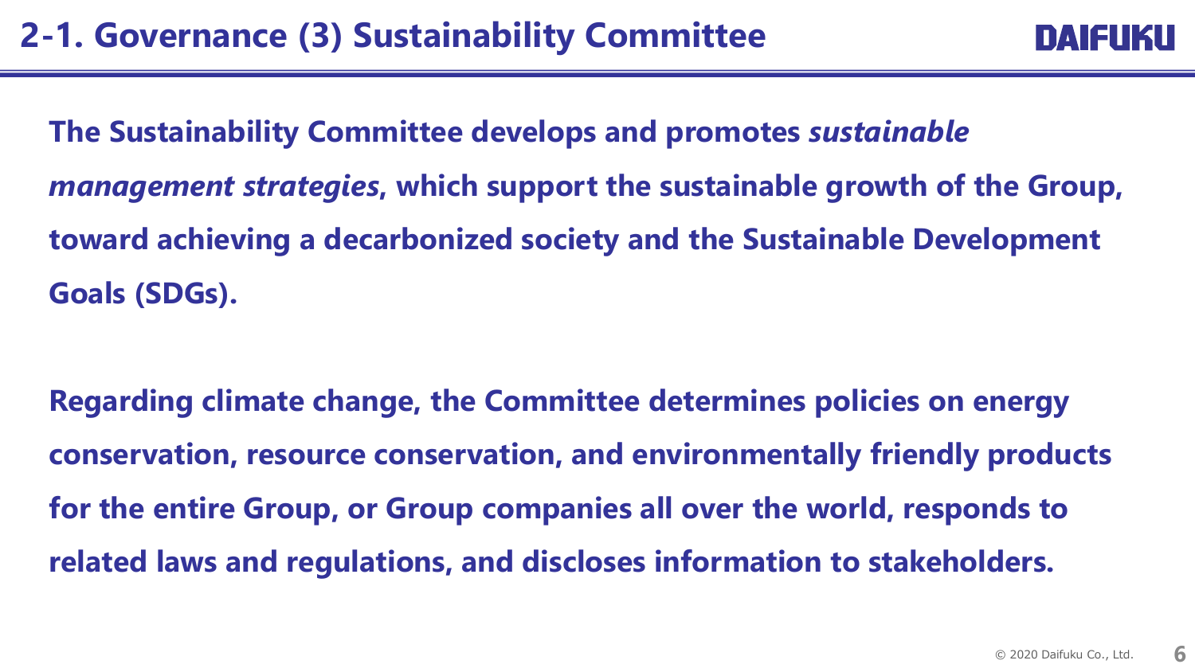# 2-1. Governance (3) Sustainability Committee

**The Sustainability Committee develops and promotes *sustainable management strategies*, which support the sustainable growth of the Group, toward achieving a decarbonized society and the Sustainable Development Goals (SDGs).**

**Regarding climate change, the Committee determines policies on energy conservation, resource conservation, and environmentally friendly products for the entire Group, or Group companies all over the world, responds to related laws and regulations, and discloses information to stakeholders.**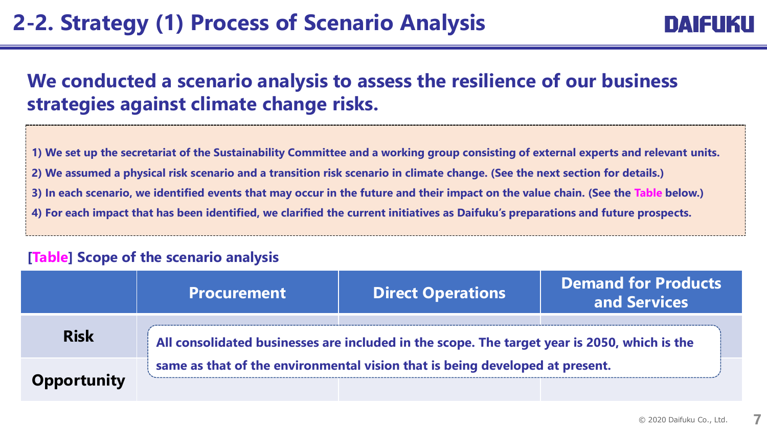# 2-2. Strategy (1) Process of Scenario Analysis

## We conducted a scenario analysis to assess the resilience of our business strategies against climate change risks.

**1) We set up the secretariat of the Sustainability Committee and a working group consisting of external experts and relevant units.**

**2) We assumed a physical risk scenario and a transition risk scenario in climate change. (See the next section for details.)**

**3) In each scenario, we identified events that may occur in the future and their impact on the value chain. (See the Table below.)**

**4) For each impact that has been identified, we clarified the current initiatives as Daifuku's preparations and future prospects.**

### [Table] Scope of the scenario analysis

| | Procurement | Direct Operations | Demand for Products and Services |
|---|---|---|---|
| Risk | All consolidated businesses are included in the scope. The target year is 2050, which is the same as that of the environmental vision that is being developed at present. | | |
| Opportunity | | | |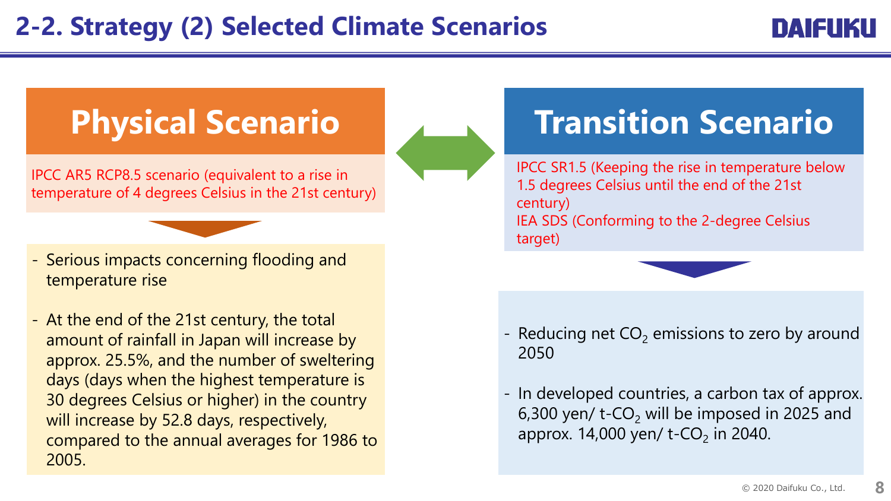# 2-2. Strategy (2) Selected Climate Scenarios

## Physical Scenario

IPCC AR5 RCP8.5 scenario (equivalent to a rise in temperature of 4 degrees Celsius in the 21st century)

- Serious impacts concerning flooding and temperature rise
- At the end of the 21st century, the total amount of rainfall in Japan will increase by approx. 25.5%, and the number of sweltering days (days when the highest temperature is 30 degrees Celsius or higher) in the country will increase by 52.8 days, respectively, compared to the annual averages for 1986 to 2005.

## Transition Scenario

IPCC SR1.5 (Keeping the rise in temperature below 1.5 degrees Celsius until the end of the 21st century)
IEA SDS (Conforming to the 2-degree Celsius target)

- Reducing net $CO_2$ emissions to zero by around 2050
- In developed countries, a carbon tax of approx. 6,300 yen/ t-$CO_2$ will be imposed in 2025 and approx. 14,000 yen/ t-$CO_2$ in 2040.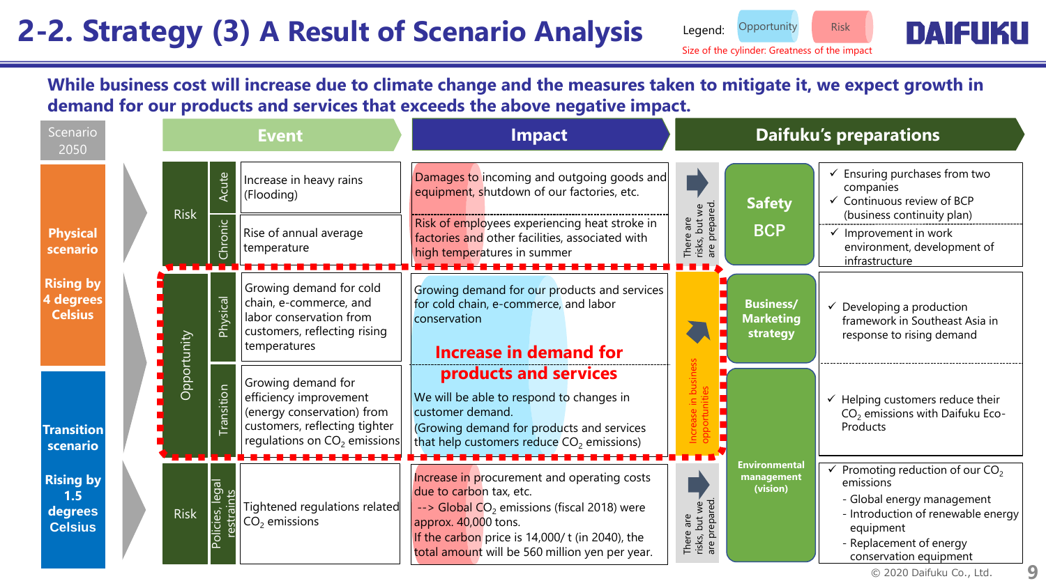# 2-2. Strategy (3) A Result of Scenario Analysis

Legend: Opportunity / Risk — Size of the cylinder: Greatness of the impact

**While business cost will increase due to climate change and the measures taken to mitigate it, we expect growth in demand for our products and services that exceeds the above negative impact.**

| Scenario 2050 | | | Event | Impact | | Daifuku's preparations | |
|---|---|---|---|---|---|---|---|
| **Physical scenario** — Rising by 4 degrees Celsius | Risk | Acute | Increase in heavy rains (Flooding) | Damages to incoming and outgoing goods and equipment, shutdown of our factories, etc. | There are risks, but we are prepared. | Safety BCP | ✓ Ensuring purchases from two companies<br>✓ Continuous review of BCP (business continuity plan) |
| | | Chronic | Rise of annual average temperature | Risk of employees experiencing heat stroke in factories and other facilities, associated with high temperatures in summer | | | ✓ Improvement in work environment, development of infrastructure |
| | Opportunity | Physical | Growing demand for cold chain, e-commerce, and labor conservation from customers, reflecting rising temperatures | Growing demand for our products and services for cold chain, e-commerce, and labor conservation<br>**Increase in demand for products and services** | Increase in business opportunities | Business/ Marketing strategy | ✓ Developing a production framework in Southeast Asia in response to rising demand |
| **Transition scenario** — Rising by 1.5 degrees Celsius | | Transition | Growing demand for efficiency improvement (energy conservation) from customers, reflecting tighter regulations on $CO_2$ emissions | We will be able to respond to changes in customer demand.<br>(Growing demand for products and services that help customers reduce $CO_2$ emissions) | | Environmental management (vision) | ✓ Helping customers reduce their $CO_2$ emissions with Daifuku Eco-Products |
| | Risk | Policies, legal restraints | Tightened regulations related $CO_2$ emissions | Increase in procurement and operating costs due to carbon tax, etc.<br>--> Global $CO_2$ emissions (fiscal 2018) were approx. 40,000 tons.<br>If the carbon price is 14,000/ t (in 2040), the total amount will be 560 million yen per year. | There are risks, but we are prepared. | | ✓ Promoting reduction of our $CO_2$ emissions<br>- Global energy management<br>- Introduction of renewable energy equipment<br>- Replacement of energy conservation equipment |

© 2020 Daifuku Co., Ltd.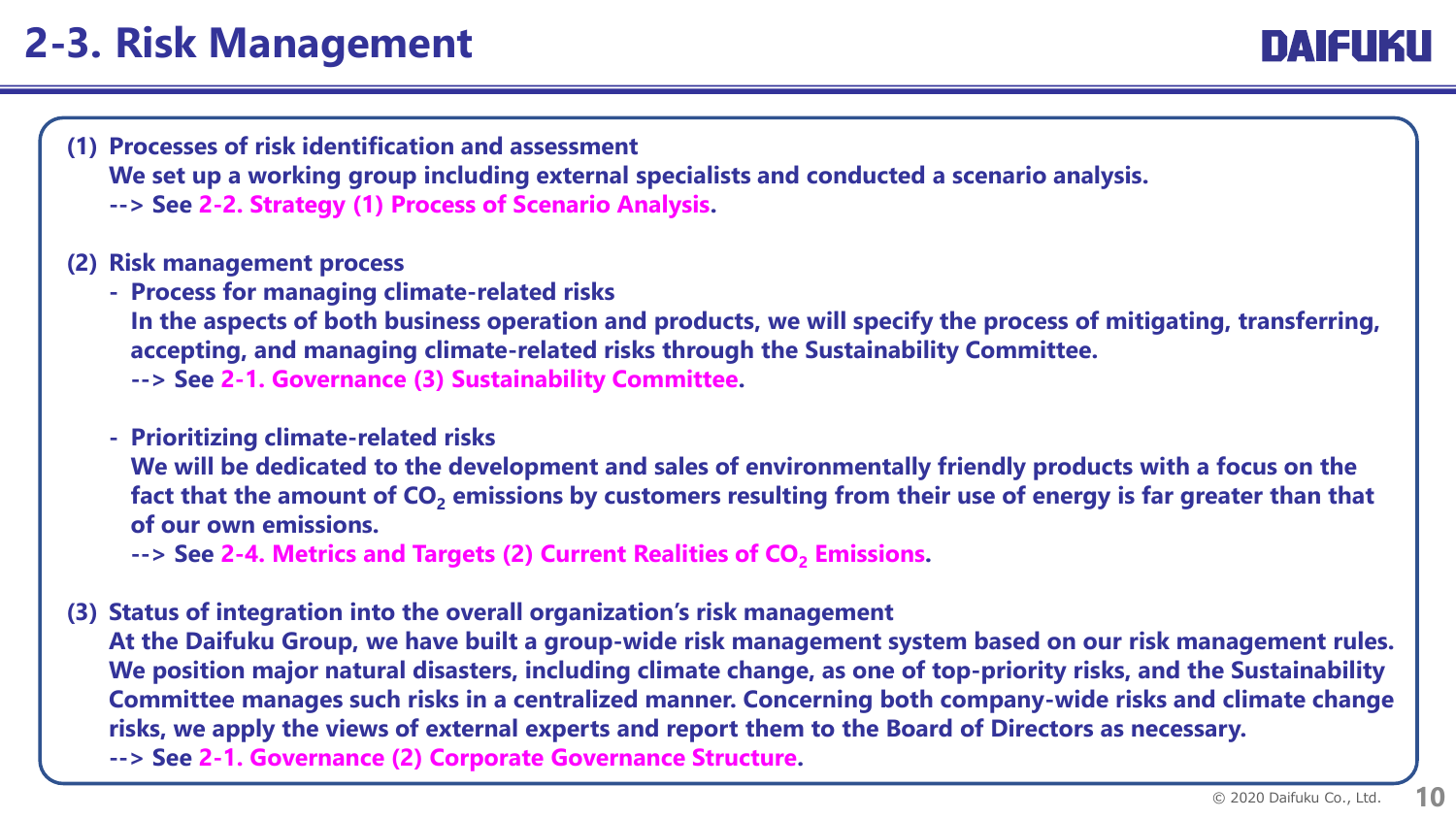# 2-3. Risk Management

**(1) Processes of risk identification and assessment**

**We set up a working group including external specialists and conducted a scenario analysis.**

**--> See 2-2. Strategy (1) Process of Scenario Analysis.**

**(2) Risk management process**

- **Process for managing climate-related risks**

  **In the aspects of both business operation and products, we will specify the process of mitigating, transferring, accepting, and managing climate-related risks through the Sustainability Committee.**

  **--> See 2-1. Governance (3) Sustainability Committee.**

- **Prioritizing climate-related risks**

  **We will be dedicated to the development and sales of environmentally friendly products with a focus on the fact that the amount of $CO_2$ emissions by customers resulting from their use of energy is far greater than that of our own emissions.**

  **--> See 2-4. Metrics and Targets (2) Current Realities of $CO_2$ Emissions.**

**(3) Status of integration into the overall organization's risk management**

**At the Daifuku Group, we have built a group-wide risk management system based on our risk management rules. We position major natural disasters, including climate change, as one of top-priority risks, and the Sustainability Committee manages such risks in a centralized manner. Concerning both company-wide risks and climate change risks, we apply the views of external experts and report them to the Board of Directors as necessary.**

**--> See 2-1. Governance (2) Corporate Governance Structure.**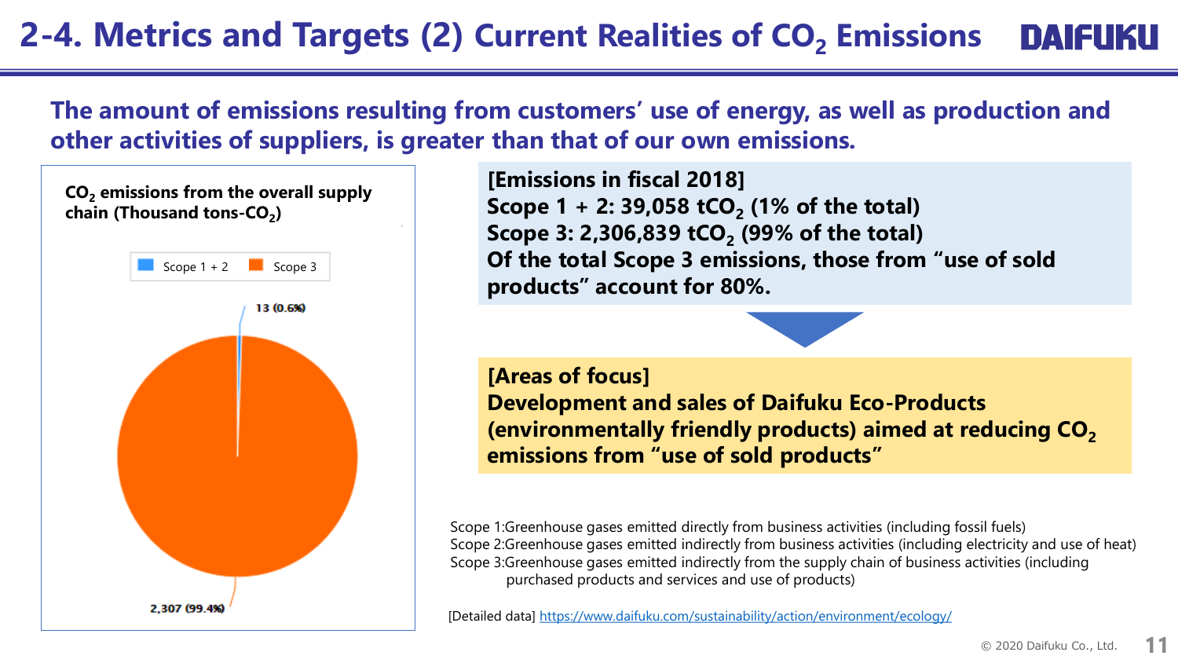# 2-4. Metrics and Targets (2) Current Realities of $CO_2$ Emissions

**The amount of emissions resulting from customers' use of energy, as well as production and other activities of suppliers, is greater than that of our own emissions.**

**$CO_2$ emissions from the overall supply chain (Thousand tons-$CO_2$)**

Scope 1 + 2 | Scope 3

13 (0.6%)

2,307 (99.4%)

**[Emissions in fiscal 2018]**
**Scope 1 + 2: 39,058 $tCO_2$ (1% of the total)**
**Scope 3: 2,306,839 $tCO_2$ (99% of the total)**
**Of the total Scope 3 emissions, those from "use of sold products" account for 80%.**

**[Areas of focus]**
**Development and sales of Daifuku Eco-Products (environmentally friendly products) aimed at reducing $CO_2$ emissions from "use of sold products"**

Scope 1:Greenhouse gases emitted directly from business activities (including fossil fuels)
Scope 2:Greenhouse gases emitted indirectly from business activities (including electricity and use of heat)
Scope 3:Greenhouse gases emitted indirectly from the supply chain of business activities (including purchased products and services and use of products)

[Detailed data] https://www.daifuku.com/sustainability/action/environment/ecology/

© 2020 Daifuku Co., Ltd.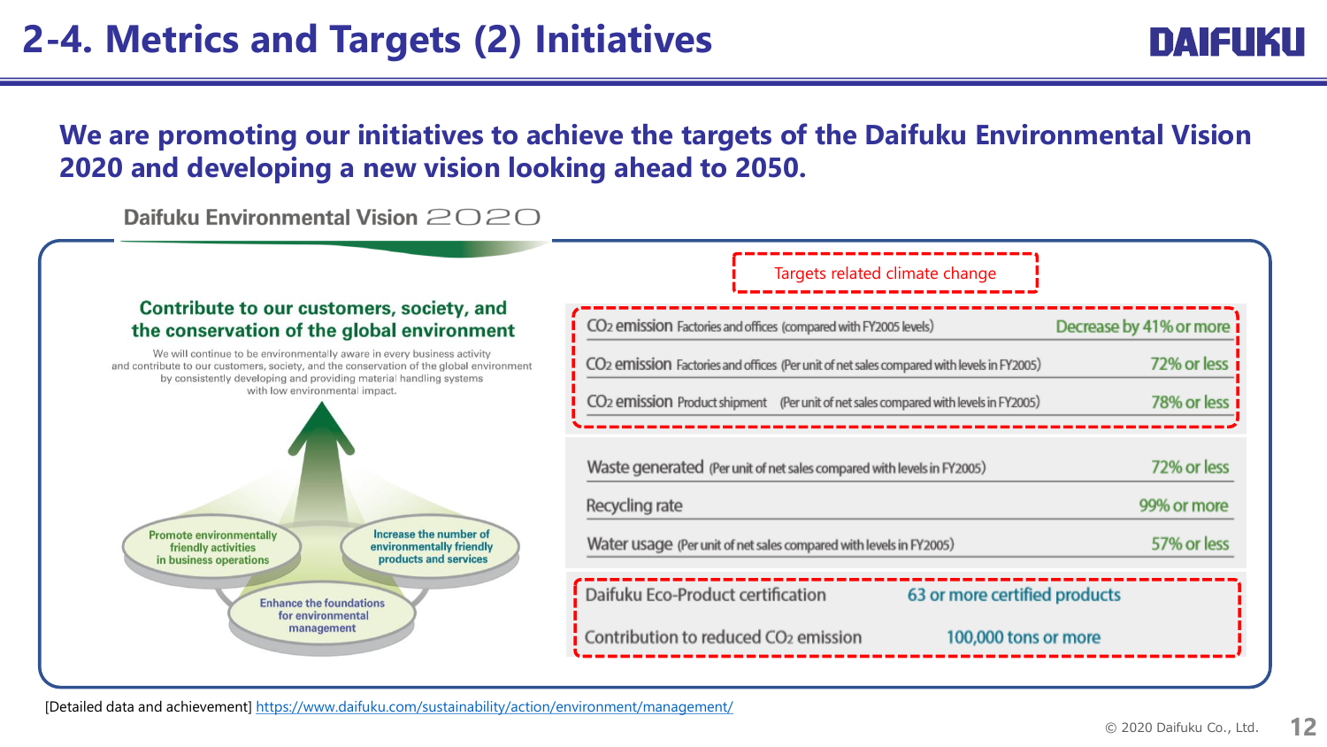# 2-4. Metrics and Targets (2) Initiatives

**We are promoting our initiatives to achieve the targets of the Daifuku Environmental Vision 2020 and developing a new vision looking ahead to 2050.**

## Daifuku Environmental Vision 2020

### Contribute to our customers, society, and the conservation of the global environment

We will continue to be environmentally aware in every business activity and contribute to our customers, society, and the conservation of the global environment by consistently developing and providing material handling systems with low environmental impact.

- Promote environmentally friendly activities in business operations
- Increase the number of environmentally friendly products and services
- Enhance the foundations for environmental management

Targets related climate change

| Item | Target |
| --- | --- |
| $CO_2$ emission Factories and offices (compared with FY2005 levels) | Decrease by 41% or more |
| $CO_2$ emission Factories and offices (Per unit of net sales compared with levels in FY2005) | 72% or less |
| $CO_2$ emission Product shipment (Per unit of net sales compared with levels in FY2005) | 78% or less |
| Waste generated (Per unit of net sales compared with levels in FY2005) | 72% or less |
| Recycling rate | 99% or more |
| Water usage (Per unit of net sales compared with levels in FY2005) | 57% or less |
| Daifuku Eco-Product certification | 63 or more certified products |
| Contribution to reduced $CO_2$ emission | 100,000 tons or more |

[Detailed data and achievement] https://www.daifuku.com/sustainability/action/environment/management/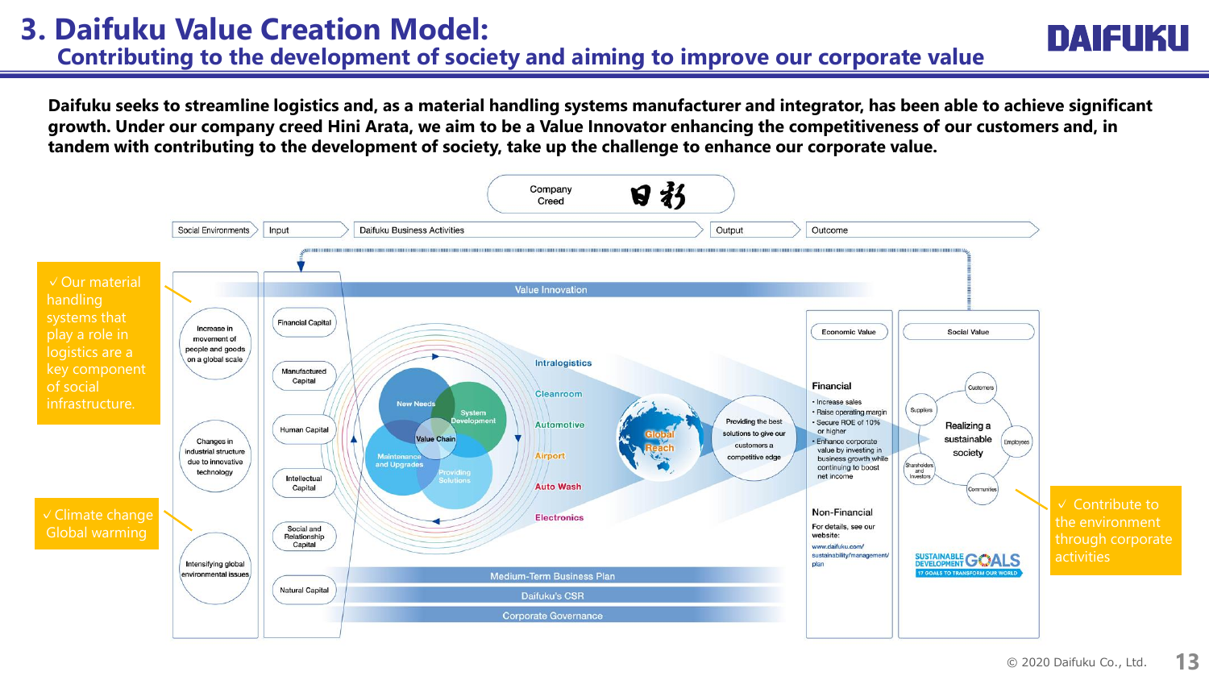# 3. Daifuku Value Creation Model:

## Contributing to the development of society and aiming to improve our corporate value

**Daifuku seeks to streamline logistics and, as a material handling systems manufacturer and integrator, has been able to achieve significant growth. Under our company creed Hini Arata, we aim to be a Value Innovator enhancing the competitiveness of our customers and, in tandem with contributing to the development of society, take up the challenge to enhance our corporate value.**

Company Creed 日新

Social Environments → Input → Daifuku Business Activities → Output → Outcome

✓ Our material handling systems that play a role in logistics are a key component of social infrastructure.

✓ Climate change Global warming

**Social Environments**
- Increase in movement of people and goods on a global scale
- Changes in industrial structure due to innovative technology
- Intensifying global environmental issues

**Input**
- Financial Capital
- Manufactured Capital
- Human Capital
- Intellectual Capital
- Social and Relationship Capital
- Natural Capital

**Daifuku Business Activities**

Value Innovation

Value Chain: New Needs, System Development, Maintenance and Upgrades, Providing Solutions

Intralogistics, Cleanroom, Automotive, Airport, Auto Wash, Electronics

Global Reach

Medium-Term Business Plan

Daifuku's CSR

Corporate Governance

**Output**

Providing the best solutions to give our customers a competitive edge

**Outcome**

Economic Value

Financial
- Increase sales
- Raise operating margin
- Secure ROE of 10% or higher
- Enhance corporate value by investing in business growth while continuing to boost net income

Non-Financial

For details, see our website: www.daifuku.com/sustainability/management/plan

Social Value

Realizing a sustainable society

Customers, Employees, Communities, Shareholders and Investors, Suppliers

SUSTAINABLE DEVELOPMENT GOALS — 17 GOALS TO TRANSFORM OUR WORLD

✓ Contribute to the environment through corporate activities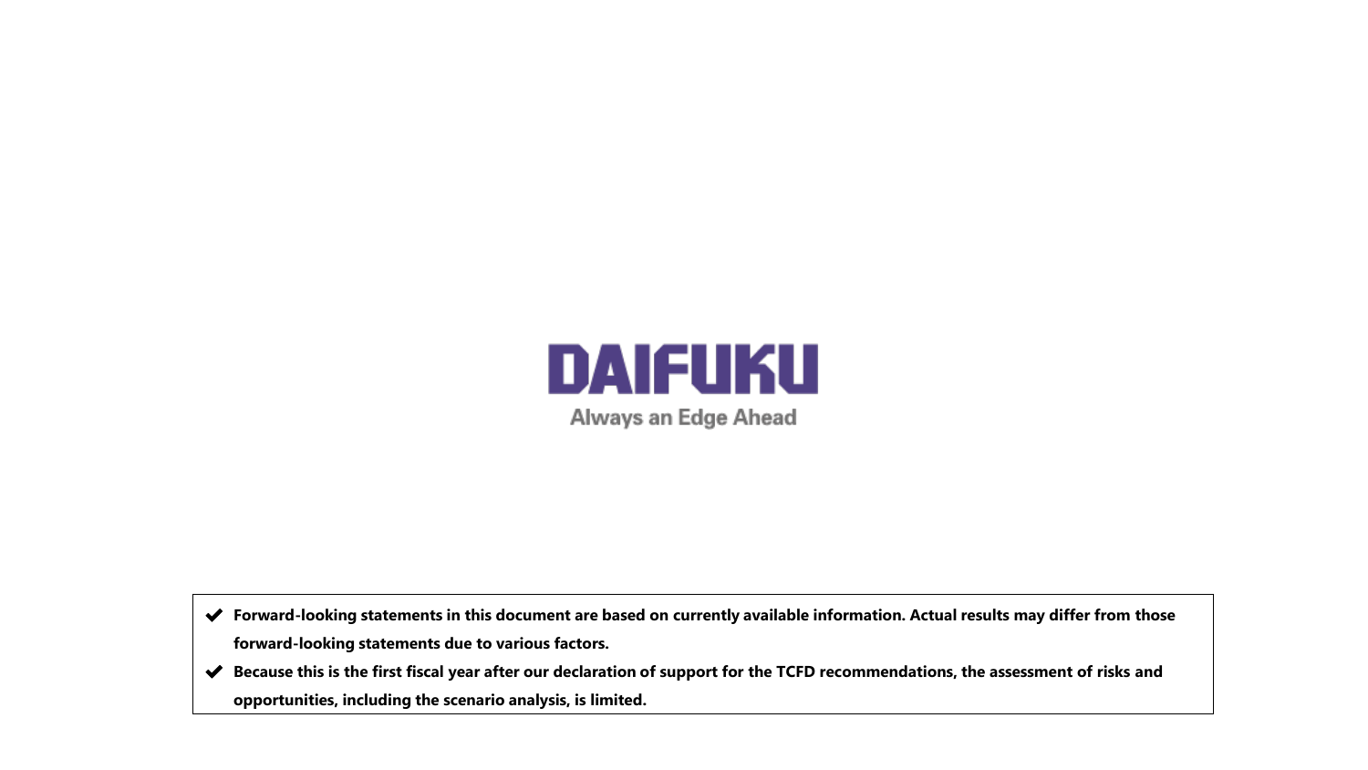DAIFUKU

Always an Edge Ahead

- **Forward-looking statements in this document are based on currently available information. Actual results may differ from those forward-looking statements due to various factors.**
- **Because this is the first fiscal year after our declaration of support for the TCFD recommendations, the assessment of risks and opportunities, including the scenario analysis, is limited.**